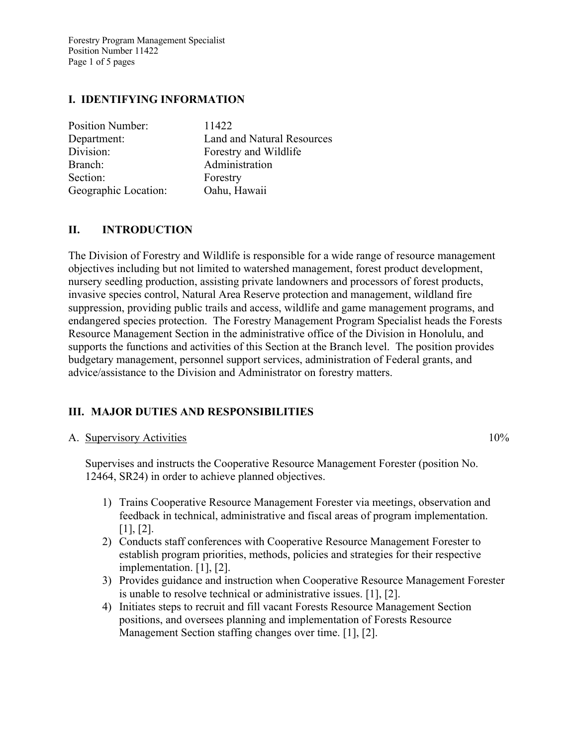## I. IDENTIFYING INFORMATION

| | |
|---|---|
| Position Number: | 11422 |
| Department: | Land and Natural Resources |
| Division: | Forestry and Wildlife |
| Branch: | Administration |
| Section: | Forestry |
| Geographic Location: | Oahu, Hawaii |

## II. INTRODUCTION

The Division of Forestry and Wildlife is responsible for a wide range of resource management objectives including but not limited to watershed management, forest product development, nursery seedling production, assisting private landowners and processors of forest products, invasive species control, Natural Area Reserve protection and management, wildland fire suppression, providing public trails and access, wildlife and game management programs, and endangered species protection. The Forestry Management Program Specialist heads the Forests Resource Management Section in the administrative office of the Division in Honolulu, and supports the functions and activities of this Section at the Branch level. The position provides budgetary management, personnel support services, administration of Federal grants, and advice/assistance to the Division and Administrator on forestry matters.

## III. MAJOR DUTIES AND RESPONSIBILITIES

A. <u>Supervisory Activities</u> 10%

Supervises and instructs the Cooperative Resource Management Forester (position No. 12464, SR24) in order to achieve planned objectives.

1) Trains Cooperative Resource Management Forester via meetings, observation and feedback in technical, administrative and fiscal areas of program implementation. [1], [2].
2) Conducts staff conferences with Cooperative Resource Management Forester to establish program priorities, methods, policies and strategies for their respective implementation. [1], [2].
3) Provides guidance and instruction when Cooperative Resource Management Forester is unable to resolve technical or administrative issues. [1], [2].
4) Initiates steps to recruit and fill vacant Forests Resource Management Section positions, and oversees planning and implementation of Forests Resource Management Section staffing changes over time. [1], [2].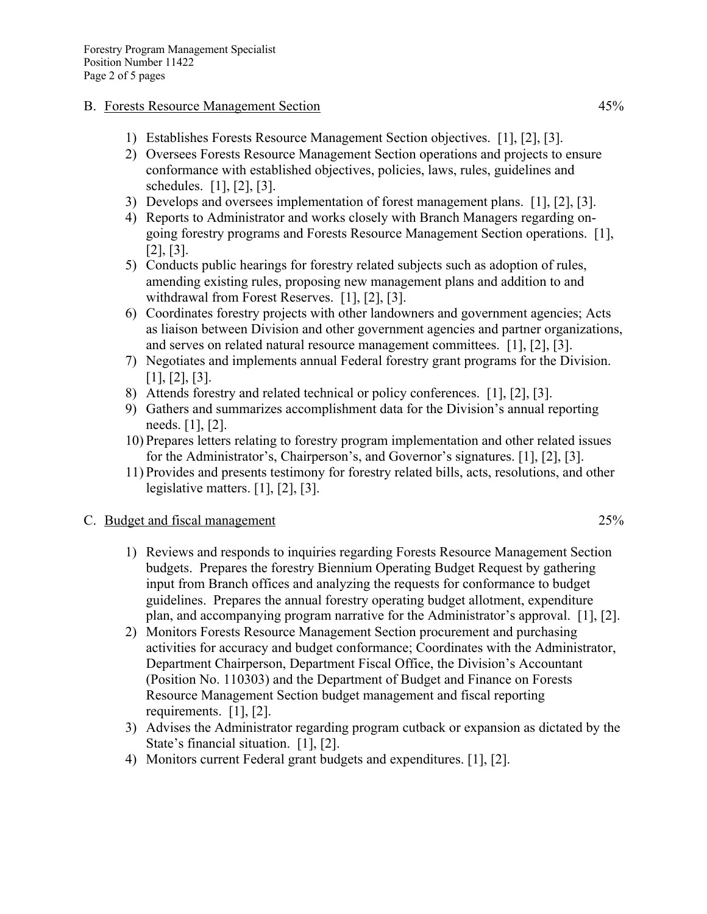B. Forests Resource Management Section 45%

1) Establishes Forests Resource Management Section objectives. [1], [2], [3].
2) Oversees Forests Resource Management Section operations and projects to ensure conformance with established objectives, policies, laws, rules, guidelines and schedules. [1], [2], [3].
3) Develops and oversees implementation of forest management plans. [1], [2], [3].
4) Reports to Administrator and works closely with Branch Managers regarding on-going forestry programs and Forests Resource Management Section operations. [1], [2], [3].
5) Conducts public hearings for forestry related subjects such as adoption of rules, amending existing rules, proposing new management plans and addition to and withdrawal from Forest Reserves. [1], [2], [3].
6) Coordinates forestry projects with other landowners and government agencies; Acts as liaison between Division and other government agencies and partner organizations, and serves on related natural resource management committees. [1], [2], [3].
7) Negotiates and implements annual Federal forestry grant programs for the Division. [1], [2], [3].
8) Attends forestry and related technical or policy conferences. [1], [2], [3].
9) Gathers and summarizes accomplishment data for the Division's annual reporting needs. [1], [2].
10) Prepares letters relating to forestry program implementation and other related issues for the Administrator's, Chairperson's, and Governor's signatures. [1], [2], [3].
11) Provides and presents testimony for forestry related bills, acts, resolutions, and other legislative matters. [1], [2], [3].

C. Budget and fiscal management 25%

1) Reviews and responds to inquiries regarding Forests Resource Management Section budgets. Prepares the forestry Biennium Operating Budget Request by gathering input from Branch offices and analyzing the requests for conformance to budget guidelines. Prepares the annual forestry operating budget allotment, expenditure plan, and accompanying program narrative for the Administrator's approval. [1], [2].
2) Monitors Forests Resource Management Section procurement and purchasing activities for accuracy and budget conformance; Coordinates with the Administrator, Department Chairperson, Department Fiscal Office, the Division's Accountant (Position No. 110303) and the Department of Budget and Finance on Forests Resource Management Section budget management and fiscal reporting requirements. [1], [2].
3) Advises the Administrator regarding program cutback or expansion as dictated by the State's financial situation. [1], [2].
4) Monitors current Federal grant budgets and expenditures. [1], [2].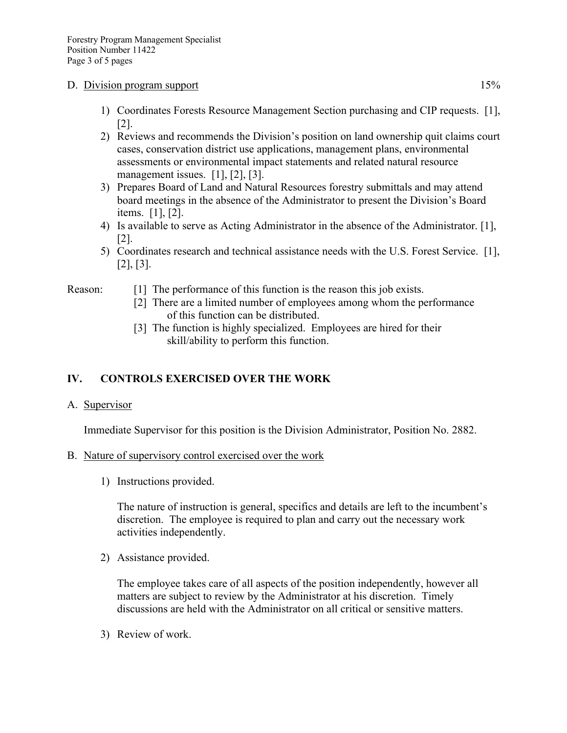D. Division program support 15%

1) Coordinates Forests Resource Management Section purchasing and CIP requests. [1], [2].
2) Reviews and recommends the Division's position on land ownership quit claims court cases, conservation district use applications, management plans, environmental assessments or environmental impact statements and related natural resource management issues. [1], [2], [3].
3) Prepares Board of Land and Natural Resources forestry submittals and may attend board meetings in the absence of the Administrator to present the Division's Board items. [1], [2].
4) Is available to serve as Acting Administrator in the absence of the Administrator. [1], [2].
5) Coordinates research and technical assistance needs with the U.S. Forest Service. [1], [2], [3].

Reason:
- [1] The performance of this function is the reason this job exists.
- [2] There are a limited number of employees among whom the performance of this function can be distributed.
- [3] The function is highly specialized. Employees are hired for their skill/ability to perform this function.

## IV. CONTROLS EXERCISED OVER THE WORK

A. Supervisor

Immediate Supervisor for this position is the Division Administrator, Position No. 2882.

B. Nature of supervisory control exercised over the work

1) Instructions provided.

   The nature of instruction is general, specifics and details are left to the incumbent's discretion. The employee is required to plan and carry out the necessary work activities independently.

2) Assistance provided.

   The employee takes care of all aspects of the position independently, however all matters are subject to review by the Administrator at his discretion. Timely discussions are held with the Administrator on all critical or sensitive matters.

3) Review of work.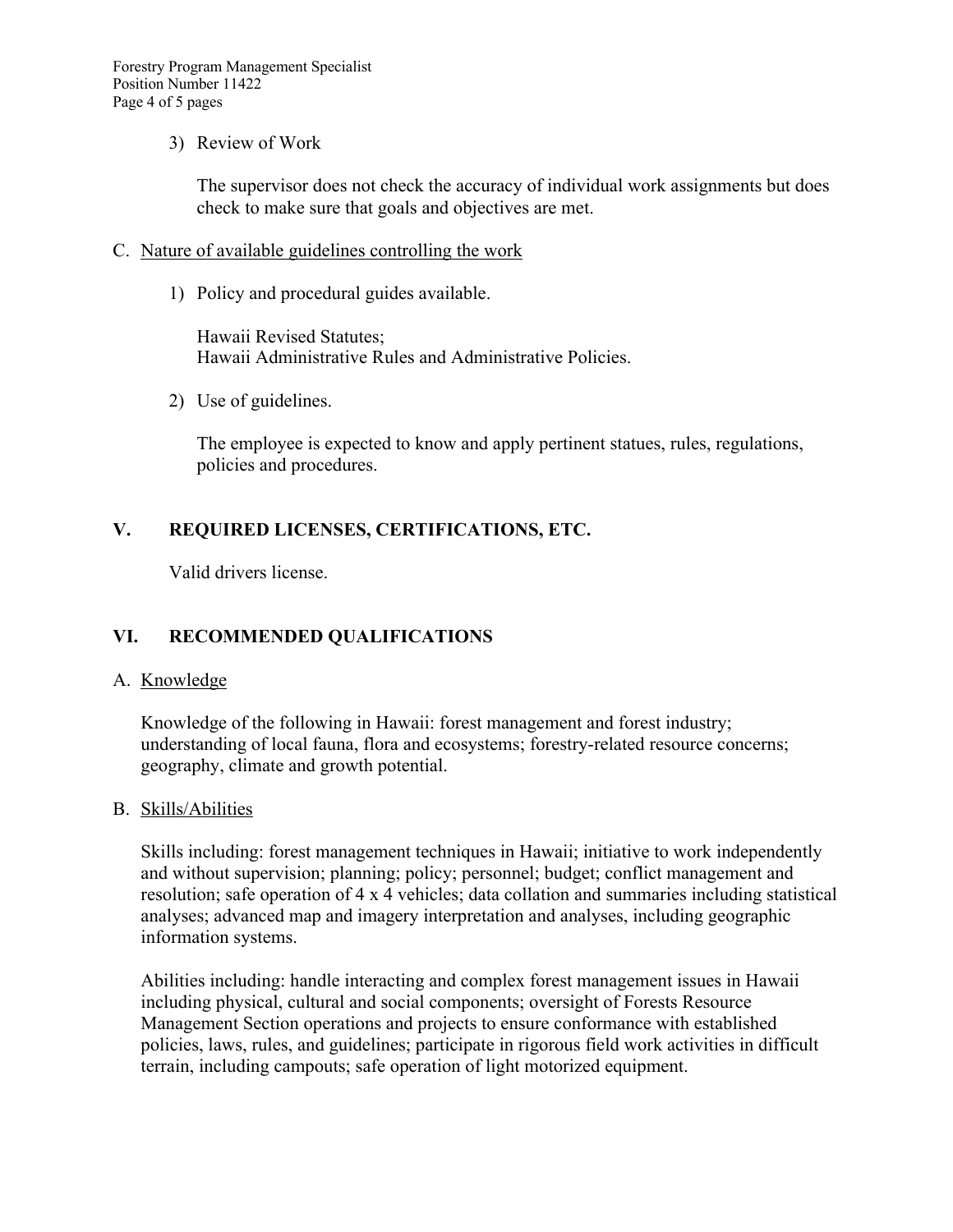3) Review of Work

   The supervisor does not check the accuracy of individual work assignments but does check to make sure that goals and objectives are met.

C. <u>Nature of available guidelines controlling the work</u>

   1) Policy and procedural guides available.

      Hawaii Revised Statutes;
      Hawaii Administrative Rules and Administrative Policies.

   2) Use of guidelines.

      The employee is expected to know and apply pertinent statues, rules, regulations, policies and procedures.

## V. REQUIRED LICENSES, CERTIFICATIONS, ETC.

Valid drivers license.

## VI. RECOMMENDED QUALIFICATIONS

A. <u>Knowledge</u>

Knowledge of the following in Hawaii: forest management and forest industry; understanding of local fauna, flora and ecosystems; forestry-related resource concerns; geography, climate and growth potential.

B. <u>Skills/Abilities</u>

Skills including: forest management techniques in Hawaii; initiative to work independently and without supervision; planning; policy; personnel; budget; conflict management and resolution; safe operation of 4 x 4 vehicles; data collation and summaries including statistical analyses; advanced map and imagery interpretation and analyses, including geographic information systems.

Abilities including: handle interacting and complex forest management issues in Hawaii including physical, cultural and social components; oversight of Forests Resource Management Section operations and projects to ensure conformance with established policies, laws, rules, and guidelines; participate in rigorous field work activities in difficult terrain, including campouts; safe operation of light motorized equipment.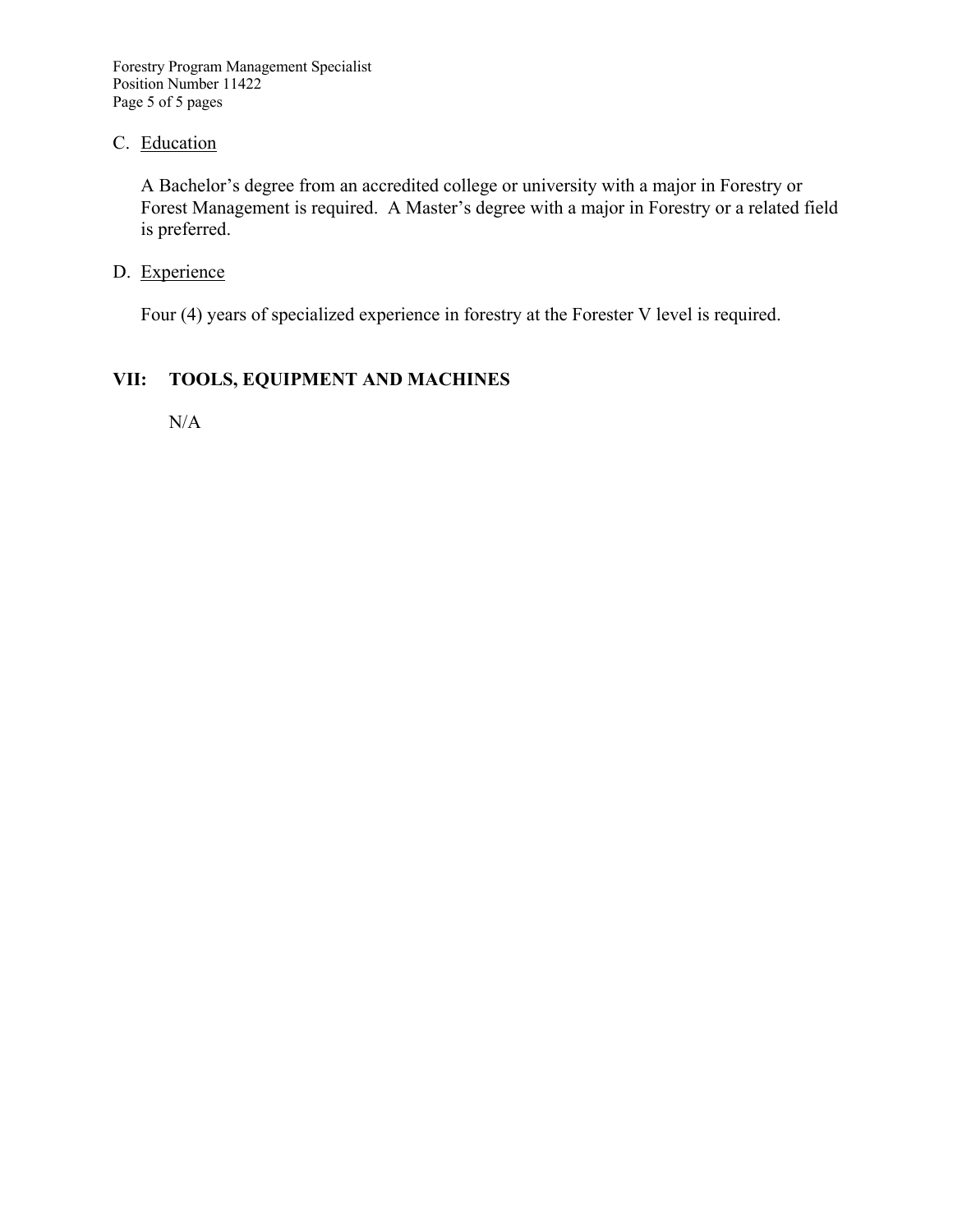C. <u>Education</u>

A Bachelor's degree from an accredited college or university with a major in Forestry or Forest Management is required. A Master's degree with a major in Forestry or a related field is preferred.

D. <u>Experience</u>

Four (4) years of specialized experience in forestry at the Forester V level is required.

## VII: TOOLS, EQUIPMENT AND MACHINES

N/A